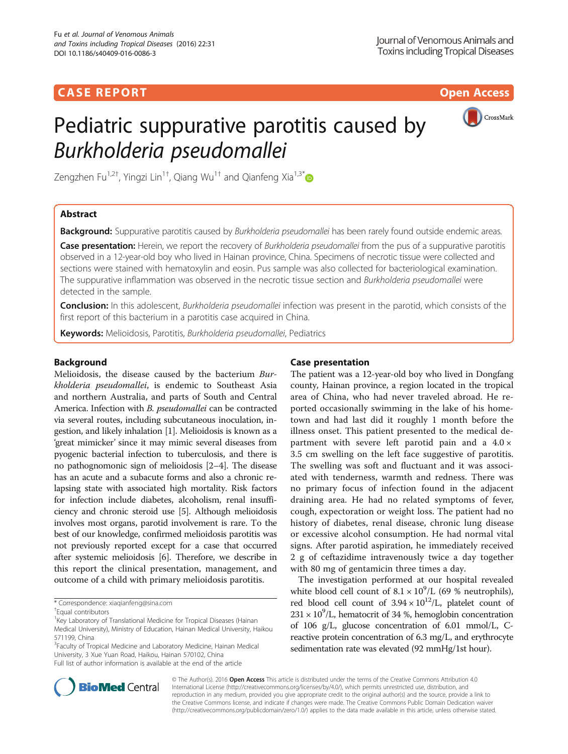CASE REPORT

Open Access

# Pediatric suppurative parotitis caused by *Burkholderia pseudomallei*

Zengzhen Fu[1,2†], Yingzi Lin[1†], Qiang Wu[1†] and Qianfeng Xia[1,3*]

## Abstract

**Background:** Suppurative parotitis caused by *Burkholderia pseudomallei* has been rarely found outside endemic areas.

**Case presentation:** Herein, we report the recovery of *Burkholderia pseudomallei* from the pus of a suppurative parotitis observed in a 12-year-old boy who lived in Hainan province, China. Specimens of necrotic tissue were collected and sections were stained with hematoxylin and eosin. Pus sample was also collected for bacteriological examination. The suppurative inflammation was observed in the necrotic tissue section and *Burkholderia pseudomallei* were detected in the sample.

**Conclusion:** In this adolescent, *Burkholderia pseudomallei* infection was present in the parotid, which consists of the first report of this bacterium in a parotitis case acquired in China.

**Keywords:** Melioidosis, Parotitis, *Burkholderia pseudomallei*, Pediatrics

## Background

Melioidosis, the disease caused by the bacterium *Burkholderia pseudomallei*, is endemic to Southeast Asia and northern Australia, and parts of South and Central America. Infection with *B. pseudomallei* can be contracted via several routes, including subcutaneous inoculation, ingestion, and likely inhalation [1]. Melioidosis is known as a 'great mimicker' since it may mimic several diseases from pyogenic bacterial infection to tuberculosis, and there is no pathognomonic sign of melioidosis [2–4]. The disease has an acute and a subacute forms and also a chronic relapsing state with associated high mortality. Risk factors for infection include diabetes, alcoholism, renal insufficiency and chronic steroid use [5]. Although melioidosis involves most organs, parotid involvement is rare. To the best of our knowledge, confirmed melioidosis parotitis was not previously reported except for a case that occurred after systemic melioidosis [6]. Therefore, we describe in this report the clinical presentation, management, and outcome of a child with primary melioidosis parotitis.

## Case presentation

The patient was a 12-year-old boy who lived in Dongfang county, Hainan province, a region located in the tropical area of China, who had never traveled abroad. He reported occasionally swimming in the lake of his hometown and had last did it roughly 1 month before the illness onset. This patient presented to the medical department with severe left parotid pain and a $4.0 \times 3.5$ cm swelling on the left face suggestive of parotitis. The swelling was soft and fluctuant and it was associated with tenderness, warmth and redness. There was no primary focus of infection found in the adjacent draining area. He had no related symptoms of fever, cough, expectoration or weight loss. The patient had no history of diabetes, renal disease, chronic lung disease or excessive alcohol consumption. He had normal vital signs. After parotid aspiration, he immediately received 2 g of ceftazidime intravenously twice a day together with 80 mg of gentamicin three times a day.

The investigation performed at our hospital revealed white blood cell count of $8.1 \times 10^9$/L (69 % neutrophils), red blood cell count of $3.94 \times 10^{12}$/L, platelet count of $231 \times 10^9$/L, hematocrit of 34 %, hemoglobin concentration of 106 g/L, glucose concentration of 6.01 mmol/L, C-reactive protein concentration of 6.3 mg/L, and erythrocyte sedimentation rate was elevated (92 mmHg/1st hour).

\* Correspondence: xiaqianfeng@sina.com

†Equal contributors

[1]Key Laboratory of Translational Medicine for Tropical Diseases (Hainan Medical University), Ministry of Education, Hainan Medical University, Haikou 571199, China

[3]Faculty of Tropical Medicine and Laboratory Medicine, Hainan Medical University, 3 Xue Yuan Road, Haikou, Hainan 570102, China

Full list of author information is available at the end of the article

© The Author(s). 2016 **Open Access** This article is distributed under the terms of the Creative Commons Attribution 4.0 International License (http://creativecommons.org/licenses/by/4.0/), which permits unrestricted use, distribution, and reproduction in any medium, provided you give appropriate credit to the original author(s) and the source, provide a link to the Creative Commons license, and indicate if changes were made. The Creative Commons Public Domain Dedication waiver (http://creativecommons.org/publicdomain/zero/1.0/) applies to the data made available in this article, unless otherwise stated.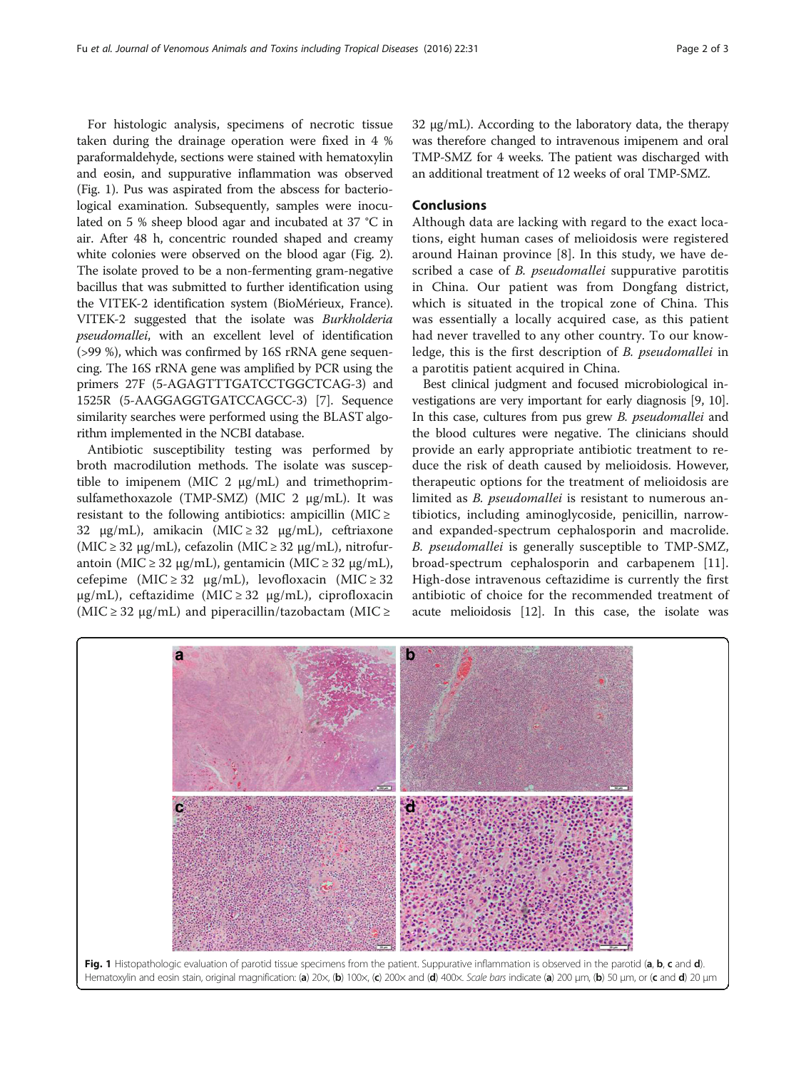For histologic analysis, specimens of necrotic tissue taken during the drainage operation were fixed in 4 % paraformaldehyde, sections were stained with hematoxylin and eosin, and suppurative inflammation was observed (Fig. 1). Pus was aspirated from the abscess for bacteriological examination. Subsequently, samples were inoculated on 5 % sheep blood agar and incubated at 37 °C in air. After 48 h, concentric rounded shaped and creamy white colonies were observed on the blood agar (Fig. 2). The isolate proved to be a non-fermenting gram-negative bacillus that was submitted to further identification using the VITEK-2 identification system (BioMérieux, France). VITEK-2 suggested that the isolate was *Burkholderia pseudomallei*, with an excellent level of identification (>99 %), which was confirmed by 16S rRNA gene sequencing. The 16S rRNA gene was amplified by PCR using the primers 27F (5-AGAGTTTGATCCTGGCTCAG-3) and 1525R (5-AAGGAGGTGATCCAGCC-3) [7]. Sequence similarity searches were performed using the BLAST algorithm implemented in the NCBI database.

Antibiotic susceptibility testing was performed by broth macrodilution methods. The isolate was susceptible to imipenem (MIC 2 μg/mL) and trimethoprim-sulfamethoxazole (TMP-SMZ) (MIC 2 μg/mL). It was resistant to the following antibiotics: ampicillin (MIC ≥ 32 μg/mL), amikacin (MIC ≥ 32 μg/mL), ceftriaxone (MIC ≥ 32 μg/mL), cefazolin (MIC ≥ 32 μg/mL), nitrofurantoin (MIC ≥ 32 μg/mL), gentamicin (MIC ≥ 32 μg/mL), cefepime (MIC ≥ 32 μg/mL), levofloxacin (MIC ≥ 32 μg/mL), ceftazidime (MIC ≥ 32 μg/mL), ciprofloxacin (MIC ≥ 32 μg/mL) and piperacillin/tazobactam (MIC ≥ 32 μg/mL). According to the laboratory data, the therapy was therefore changed to intravenous imipenem and oral TMP-SMZ for 4 weeks. The patient was discharged with an additional treatment of 12 weeks of oral TMP-SMZ.

## Conclusions

Although data are lacking with regard to the exact locations, eight human cases of melioidosis were registered around Hainan province [8]. In this study, we have described a case of *B. pseudomallei* suppurative parotitis in China. Our patient was from Dongfang district, which is situated in the tropical zone of China. This was essentially a locally acquired case, as this patient had never travelled to any other country. To our knowledge, this is the first description of *B. pseudomallei* in a parotitis patient acquired in China.

Best clinical judgment and focused microbiological investigations are very important for early diagnosis [9, 10]. In this case, cultures from pus grew *B. pseudomallei* and the blood cultures were negative. The clinicians should provide an early appropriate antibiotic treatment to reduce the risk of death caused by melioidosis. However, therapeutic options for the treatment of melioidosis are limited as *B. pseudomallei* is resistant to numerous antibiotics, including aminoglycoside, penicillin, narrow- and expanded-spectrum cephalosporin and macrolide. *B. pseudomallei* is generally susceptible to TMP-SMZ, broad-spectrum cephalosporin and carbapenem [11]. High-dose intravenous ceftazidime is currently the first antibiotic of choice for the recommended treatment of acute melioidosis [12]. In this case, the isolate was

**Fig. 1** Histopathologic evaluation of parotid tissue specimens from the patient. Suppurative inflammation is observed in the parotid (**a**, **b**, **c** and **d**). Hematoxylin and eosin stain, original magnification: (**a**) 20×, (**b**) 100×, (**c**) 200× and (**d**) 400×. *Scale bars* indicate (**a**) 200 μm, (**b**) 50 μm, or (**c** and **d**) 20 μm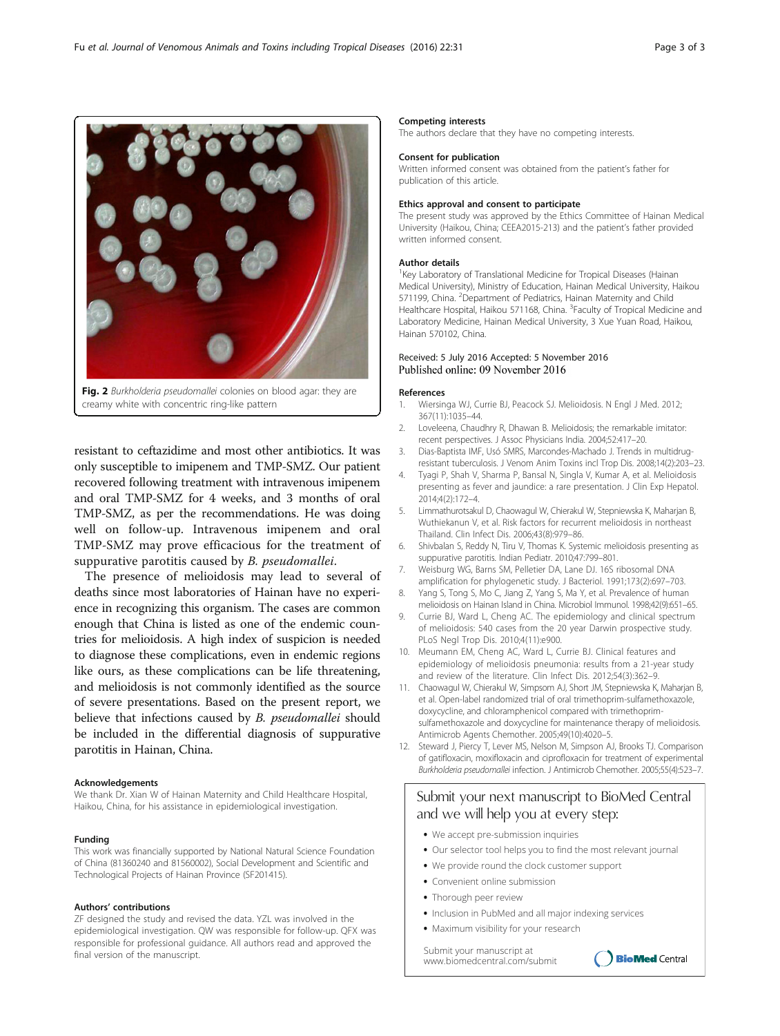Fig. 2 *Burkholderia pseudomallei* colonies on blood agar: they are creamy white with concentric ring-like pattern

resistant to ceftazidime and most other antibiotics. It was only susceptible to imipenem and TMP-SMZ. Our patient recovered following treatment with intravenous imipenem and oral TMP-SMZ for 4 weeks, and 3 months of oral TMP-SMZ, as per the recommendations. He was doing well on follow-up. Intravenous imipenem and oral TMP-SMZ may prove efficacious for the treatment of suppurative parotitis caused by *B. pseudomallei*.

The presence of melioidosis may lead to several of deaths since most laboratories of Hainan have no experience in recognizing this organism. The cases are common enough that China is listed as one of the endemic countries for melioidosis. A high index of suspicion is needed to diagnose these complications, even in endemic regions like ours, as these complications can be life threatening, and melioidosis is not commonly identified as the source of severe presentations. Based on the present report, we believe that infections caused by *B. pseudomallei* should be included in the differential diagnosis of suppurative parotitis in Hainan, China.

### Acknowledgements
We thank Dr. Xian W of Hainan Maternity and Child Healthcare Hospital, Haikou, China, for his assistance in epidemiological investigation.

### Funding
This work was financially supported by National Natural Science Foundation of China (81360240 and 81560002), Social Development and Scientific and Technological Projects of Hainan Province (SF201415).

### Authors' contributions
ZF designed the study and revised the data. YZL was involved in the epidemiological investigation. QW was responsible for follow-up. QFX was responsible for professional guidance. All authors read and approved the final version of the manuscript.

### Competing interests
The authors declare that they have no competing interests.

### Consent for publication
Written informed consent was obtained from the patient's father for publication of this article.

### Ethics approval and consent to participate
The present study was approved by the Ethics Committee of Hainan Medical University (Haikou, China; CEEA2015-213) and the patient's father provided written informed consent.

### Author details
[1]Key Laboratory of Translational Medicine for Tropical Diseases (Hainan Medical University), Ministry of Education, Hainan Medical University, Haikou 571199, China. [2]Department of Pediatrics, Hainan Maternity and Child Healthcare Hospital, Haikou 571168, China. [3]Faculty of Tropical Medicine and Laboratory Medicine, Hainan Medical University, 3 Xue Yuan Road, Haikou, Hainan 570102, China.

Received: 5 July 2016 Accepted: 5 November 2016
Published online: 09 November 2016

### References
1. Wiersinga WJ, Currie BJ, Peacock SJ. Melioidosis. N Engl J Med. 2012; 367(11):1035–44.
2. Loveleena, Chaudhry R, Dhawan B. Melioidosis; the remarkable imitator: recent perspectives. J Assoc Physicians India. 2004;52:417–20.
3. Dias-Baptista IMF, Usó SMRS, Marcondes-Machado J. Trends in multidrug-resistant tuberculosis. J Venom Anim Toxins incl Trop Dis. 2008;14(2):203–23.
4. Tyagi P, Shah V, Sharma P, Bansal N, Singla V, Kumar A, et al. Melioidosis presenting as fever and jaundice: a rare presentation. J Clin Exp Hepatol. 2014;4(2):172–4.
5. Limmathurotsakul D, Chaowagul W, Chierakul W, Stepniewska K, Maharjan B, Wuthiekanun V, et al. Risk factors for recurrent melioidosis in northeast Thailand. Clin Infect Dis. 2006;43(8):979–86.
6. Shivbalan S, Reddy N, Tiru V, Thomas K. Systemic melioidosis presenting as suppurative parotitis. Indian Pediatr. 2010;47:799–801.
7. Weisburg WG, Barns SM, Pelletier DA, Lane DJ. 16S ribosomal DNA amplification for phylogenetic study. J Bacteriol. 1991;173(2):697–703.
8. Yang S, Tong S, Mo C, Jiang Z, Yang S, Ma Y, et al. Prevalence of human melioidosis on Hainan Island in China. Microbiol Immunol. 1998;42(9):651–65.
9. Currie BJ, Ward L, Cheng AC. The epidemiology and clinical spectrum of melioidosis: 540 cases from the 20 year Darwin prospective study. PLoS Negl Trop Dis. 2010;4(11):e900.
10. Meumann EM, Cheng AC, Ward L, Currie BJ. Clinical features and epidemiology of melioidosis pneumonia: results from a 21-year study and review of the literature. Clin Infect Dis. 2012;54(3):362–9.
11. Chaowagul W, Chierakul W, Simpsom AJ, Short JM, Stepniewska K, Maharjan B, et al. Open-label randomized trial of oral trimethoprim-sulfamethoxazole, doxycycline, and chloramphenicol compared with trimethoprim-sulfamethoxazole and doxycycline for maintenance therapy of melioidosis. Antimicrob Agents Chemother. 2005;49(10):4020–5.
12. Steward J, Piercy T, Lever MS, Nelson M, Simpson AJ, Brooks TJ. Comparison of gatifloxacin, moxifloxacin and ciprofloxacin for treatment of experimental *Burkholderia pseudomallei* infection. J Antimicrob Chemother. 2005;55(4):523–7.

Submit your next manuscript to BioMed Central and we will help you at every step:

- We accept pre-submission inquiries
- Our selector tool helps you to find the most relevant journal
- We provide round the clock customer support
- Convenient online submission
- Thorough peer review
- Inclusion in PubMed and all major indexing services
- Maximum visibility for your research

Submit your manuscript at www.biomedcentral.com/submit

BioMed Central